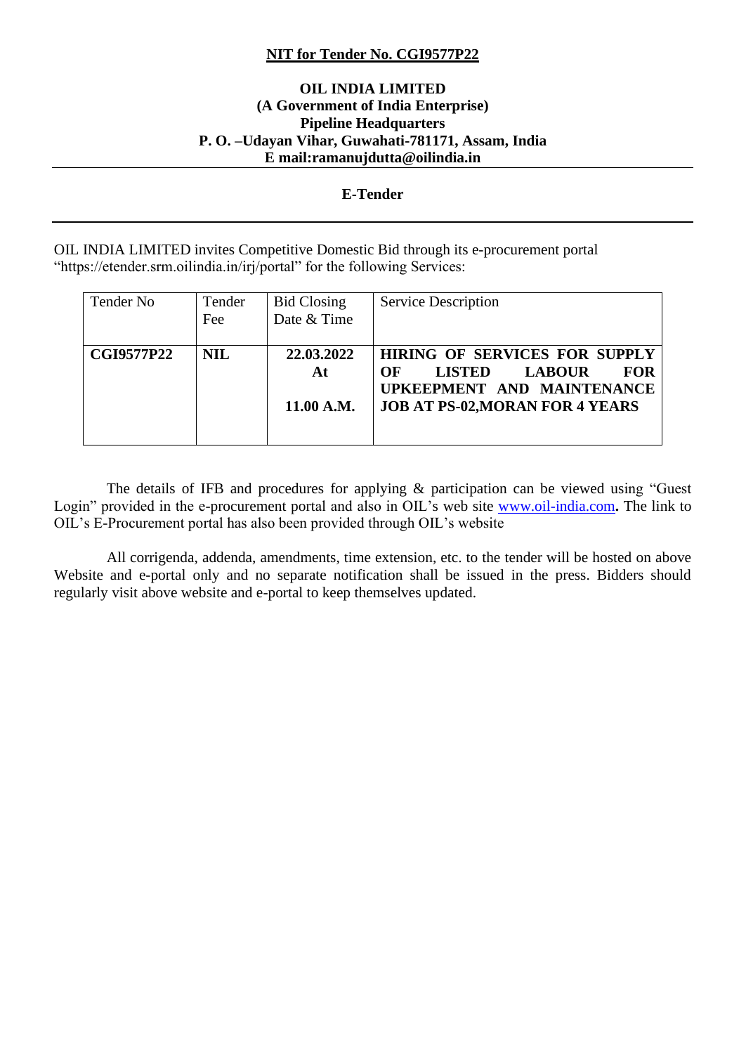**NIT for Tender No. CGI9577P22**

**OIL INDIA LIMITED**
**(A Government of India Enterprise)**
**Pipeline Headquarters**
**P. O. –Udayan Vihar, Guwahati-781171, Assam, India**
**E mail:ramanujdutta@oilindia.in**

---

**E-Tender**

---

OIL INDIA LIMITED invites Competitive Domestic Bid through its e-procurement portal "https://etender.srm.oilindia.in/irj/portal" for the following Services:

| Tender No | Tender Fee | Bid Closing Date & Time | Service Description |
|---|---|---|---|
| **CGI9577P22** | **NIL** | **22.03.2022 At 11.00 A.M.** | **HIRING OF SERVICES FOR SUPPLY OF LISTED LABOUR FOR UPKEEPMENT AND MAINTENANCE JOB AT PS-02,MORAN FOR 4 YEARS** |

The details of IFB and procedures for applying & participation can be viewed using "Guest Login" provided in the e-procurement portal and also in OIL's web site www.oil-india.com**.** The link to OIL's E-Procurement portal has also been provided through OIL's website

All corrigenda, addenda, amendments, time extension, etc. to the tender will be hosted on above Website and e-portal only and no separate notification shall be issued in the press. Bidders should regularly visit above website and e-portal to keep themselves updated.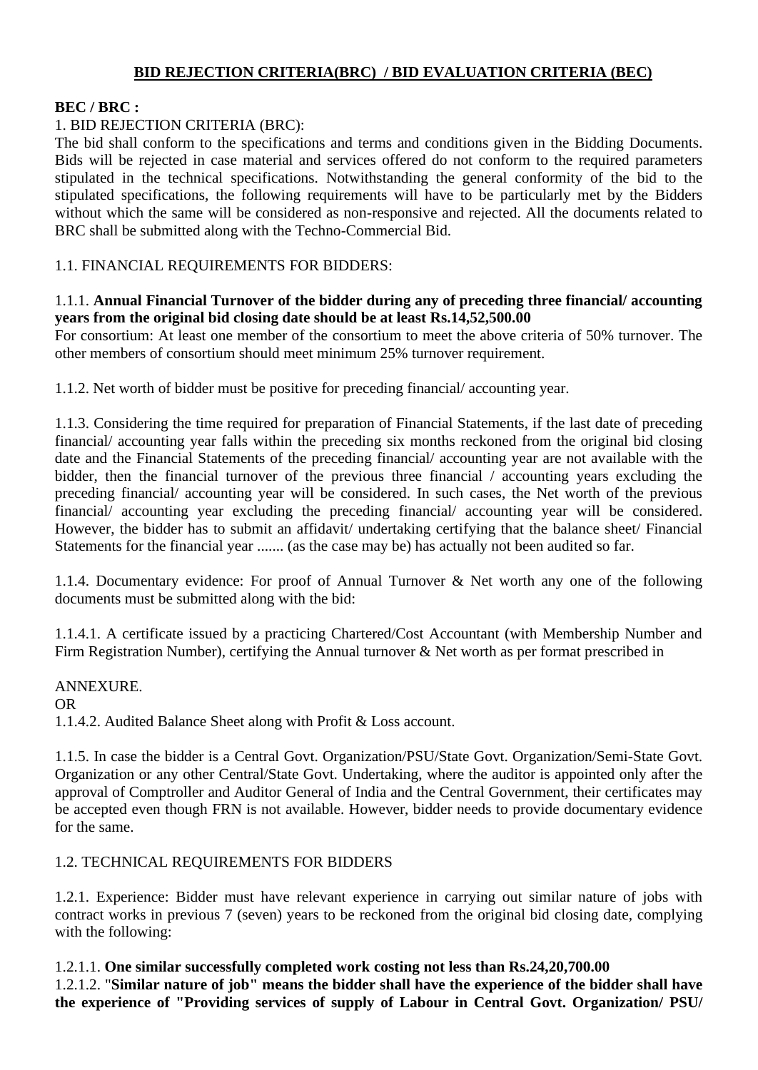# BID REJECTION CRITERIA(BRC) / BID EVALUATION CRITERIA (BEC)

**BEC / BRC :**

1. BID REJECTION CRITERIA (BRC):

The bid shall conform to the specifications and terms and conditions given in the Bidding Documents. Bids will be rejected in case material and services offered do not conform to the required parameters stipulated in the technical specifications. Notwithstanding the general conformity of the bid to the stipulated specifications, the following requirements will have to be particularly met by the Bidders without which the same will be considered as non-responsive and rejected. All the documents related to BRC shall be submitted along with the Techno-Commercial Bid.

1.1. FINANCIAL REQUIREMENTS FOR BIDDERS:

1.1.1. **Annual Financial Turnover of the bidder during any of preceding three financial/ accounting years from the original bid closing date should be at least Rs.14,52,500.00**

For consortium: At least one member of the consortium to meet the above criteria of 50% turnover. The other members of consortium should meet minimum 25% turnover requirement.

1.1.2. Net worth of bidder must be positive for preceding financial/ accounting year.

1.1.3. Considering the time required for preparation of Financial Statements, if the last date of preceding financial/ accounting year falls within the preceding six months reckoned from the original bid closing date and the Financial Statements of the preceding financial/ accounting year are not available with the bidder, then the financial turnover of the previous three financial / accounting years excluding the preceding financial/ accounting year will be considered. In such cases, the Net worth of the previous financial/ accounting year excluding the preceding financial/ accounting year will be considered. However, the bidder has to submit an affidavit/ undertaking certifying that the balance sheet/ Financial Statements for the financial year ....... (as the case may be) has actually not been audited so far.

1.1.4. Documentary evidence: For proof of Annual Turnover & Net worth any one of the following documents must be submitted along with the bid:

1.1.4.1. A certificate issued by a practicing Chartered/Cost Accountant (with Membership Number and Firm Registration Number), certifying the Annual turnover & Net worth as per format prescribed in

ANNEXURE.

OR

1.1.4.2. Audited Balance Sheet along with Profit & Loss account.

1.1.5. In case the bidder is a Central Govt. Organization/PSU/State Govt. Organization/Semi-State Govt. Organization or any other Central/State Govt. Undertaking, where the auditor is appointed only after the approval of Comptroller and Auditor General of India and the Central Government, their certificates may be accepted even though FRN is not available. However, bidder needs to provide documentary evidence for the same.

1.2. TECHNICAL REQUIREMENTS FOR BIDDERS

1.2.1. Experience: Bidder must have relevant experience in carrying out similar nature of jobs with contract works in previous 7 (seven) years to be reckoned from the original bid closing date, complying with the following:

1.2.1.1. **One similar successfully completed work costing not less than Rs.24,20,700.00**

1.2.1.2. "**Similar nature of job" means the bidder shall have the experience of the bidder shall have the experience of "Providing services of supply of Labour in Central Govt. Organization/ PSU/**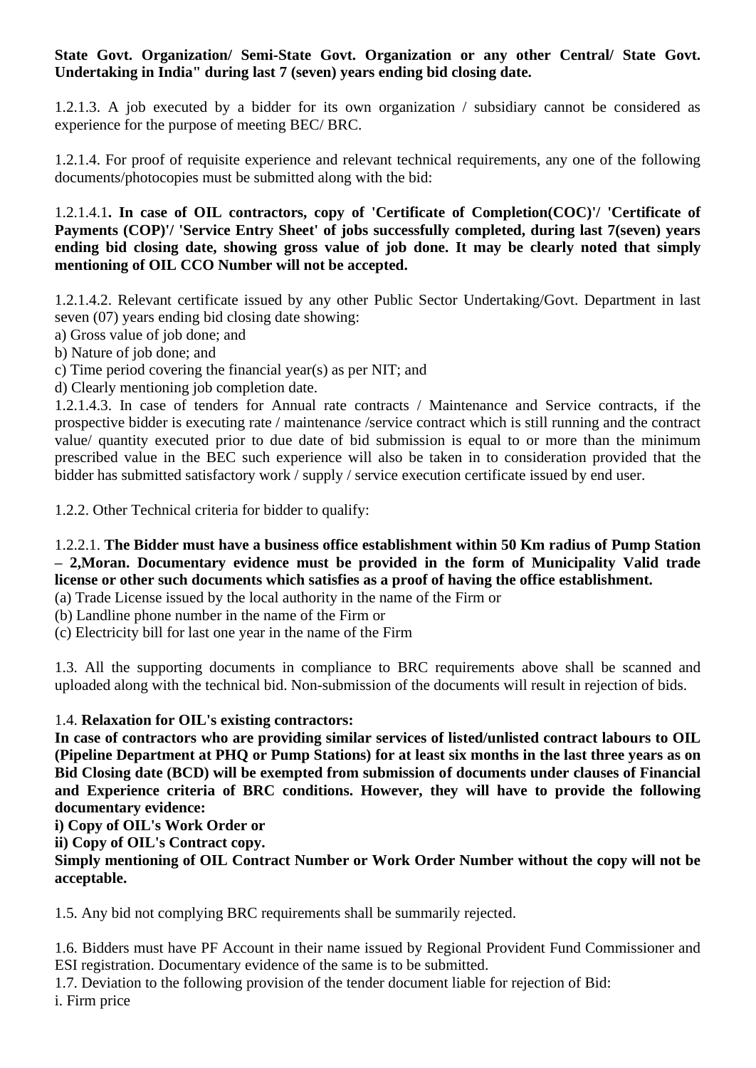**State Govt. Organization/ Semi-State Govt. Organization or any other Central/ State Govt. Undertaking in India" during last 7 (seven) years ending bid closing date.**

1.2.1.3. A job executed by a bidder for its own organization / subsidiary cannot be considered as experience for the purpose of meeting BEC/ BRC.

1.2.1.4. For proof of requisite experience and relevant technical requirements, any one of the following documents/photocopies must be submitted along with the bid:

1.2.1.4.1**. In case of OIL contractors, copy of 'Certificate of Completion(COC)'/ 'Certificate of Payments (COP)'/ 'Service Entry Sheet' of jobs successfully completed, during last 7(seven) years ending bid closing date, showing gross value of job done. It may be clearly noted that simply mentioning of OIL CCO Number will not be accepted.**

1.2.1.4.2. Relevant certificate issued by any other Public Sector Undertaking/Govt. Department in last seven (07) years ending bid closing date showing:
a) Gross value of job done; and
b) Nature of job done; and
c) Time period covering the financial year(s) as per NIT; and
d) Clearly mentioning job completion date.
1.2.1.4.3. In case of tenders for Annual rate contracts / Maintenance and Service contracts, if the prospective bidder is executing rate / maintenance /service contract which is still running and the contract value/ quantity executed prior to due date of bid submission is equal to or more than the minimum prescribed value in the BEC such experience will also be taken in to consideration provided that the bidder has submitted satisfactory work / supply / service execution certificate issued by end user.

1.2.2. Other Technical criteria for bidder to qualify:

1.2.2.1. **The Bidder must have a business office establishment within 50 Km radius of Pump Station – 2,Moran. Documentary evidence must be provided in the form of Municipality Valid trade license or other such documents which satisfies as a proof of having the office establishment.**
(a) Trade License issued by the local authority in the name of the Firm or
(b) Landline phone number in the name of the Firm or
(c) Electricity bill for last one year in the name of the Firm

1.3. All the supporting documents in compliance to BRC requirements above shall be scanned and uploaded along with the technical bid. Non-submission of the documents will result in rejection of bids.

1.4. **Relaxation for OIL's existing contractors:**
**In case of contractors who are providing similar services of listed/unlisted contract labours to OIL (Pipeline Department at PHQ or Pump Stations) for at least six months in the last three years as on Bid Closing date (BCD) will be exempted from submission of documents under clauses of Financial and Experience criteria of BRC conditions. However, they will have to provide the following documentary evidence:**
**i) Copy of OIL's Work Order or**
**ii) Copy of OIL's Contract copy.**
**Simply mentioning of OIL Contract Number or Work Order Number without the copy will not be acceptable.**

1.5. Any bid not complying BRC requirements shall be summarily rejected.

1.6. Bidders must have PF Account in their name issued by Regional Provident Fund Commissioner and ESI registration. Documentary evidence of the same is to be submitted.
1.7. Deviation to the following provision of the tender document liable for rejection of Bid:
i. Firm price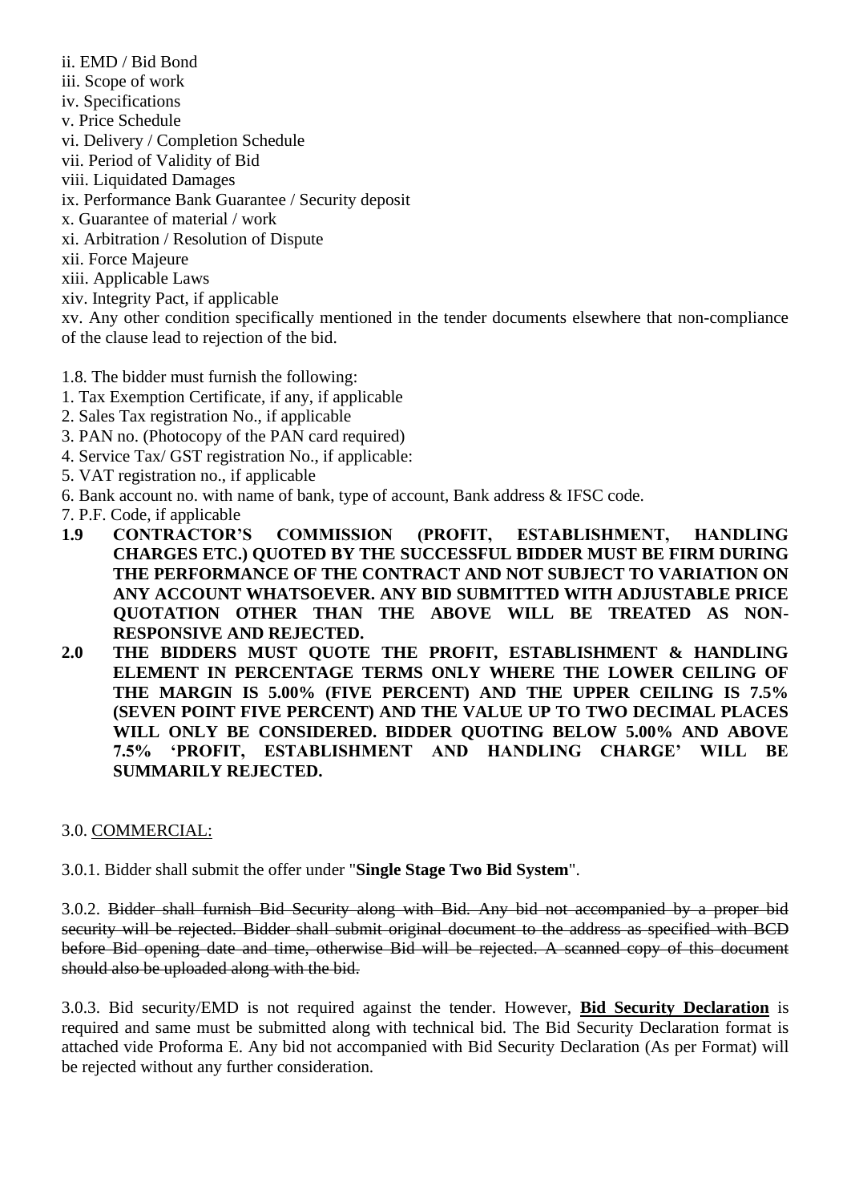ii. EMD / Bid Bond
iii. Scope of work
iv. Specifications
v. Price Schedule
vi. Delivery / Completion Schedule
vii. Period of Validity of Bid
viii. Liquidated Damages
ix. Performance Bank Guarantee / Security deposit
x. Guarantee of material / work
xi. Arbitration / Resolution of Dispute
xii. Force Majeure
xiii. Applicable Laws
xiv. Integrity Pact, if applicable
xv. Any other condition specifically mentioned in the tender documents elsewhere that non-compliance of the clause lead to rejection of the bid.

1.8. The bidder must furnish the following:
1. Tax Exemption Certificate, if any, if applicable
2. Sales Tax registration No., if applicable
3. PAN no. (Photocopy of the PAN card required)
4. Service Tax/ GST registration No., if applicable:
5. VAT registration no., if applicable
6. Bank account no. with name of bank, type of account, Bank address & IFSC code.
7. P.F. Code, if applicable

**1.9 CONTRACTOR'S COMMISSION (PROFIT, ESTABLISHMENT, HANDLING CHARGES ETC.) QUOTED BY THE SUCCESSFUL BIDDER MUST BE FIRM DURING THE PERFORMANCE OF THE CONTRACT AND NOT SUBJECT TO VARIATION ON ANY ACCOUNT WHATSOEVER. ANY BID SUBMITTED WITH ADJUSTABLE PRICE QUOTATION OTHER THAN THE ABOVE WILL BE TREATED AS NON-RESPONSIVE AND REJECTED.**

**2.0 THE BIDDERS MUST QUOTE THE PROFIT, ESTABLISHMENT & HANDLING ELEMENT IN PERCENTAGE TERMS ONLY WHERE THE LOWER CEILING OF THE MARGIN IS 5.00% (FIVE PERCENT) AND THE UPPER CEILING IS 7.5% (SEVEN POINT FIVE PERCENT) AND THE VALUE UP TO TWO DECIMAL PLACES WILL ONLY BE CONSIDERED. BIDDER QUOTING BELOW 5.00% AND ABOVE 7.5% 'PROFIT, ESTABLISHMENT AND HANDLING CHARGE' WILL BE SUMMARILY REJECTED.**

3.0. COMMERCIAL:

3.0.1. Bidder shall submit the offer under "**Single Stage Two Bid System**".

3.0.2. ~~Bidder shall furnish Bid Security along with Bid. Any bid not accompanied by a proper bid security will be rejected. Bidder shall submit original document to the address as specified with BCD before Bid opening date and time, otherwise Bid will be rejected. A scanned copy of this document should also be uploaded along with the bid.~~

3.0.3. Bid security/EMD is not required against the tender. However, **Bid Security Declaration** is required and same must be submitted along with technical bid. The Bid Security Declaration format is attached vide Proforma E. Any bid not accompanied with Bid Security Declaration (As per Format) will be rejected without any further consideration.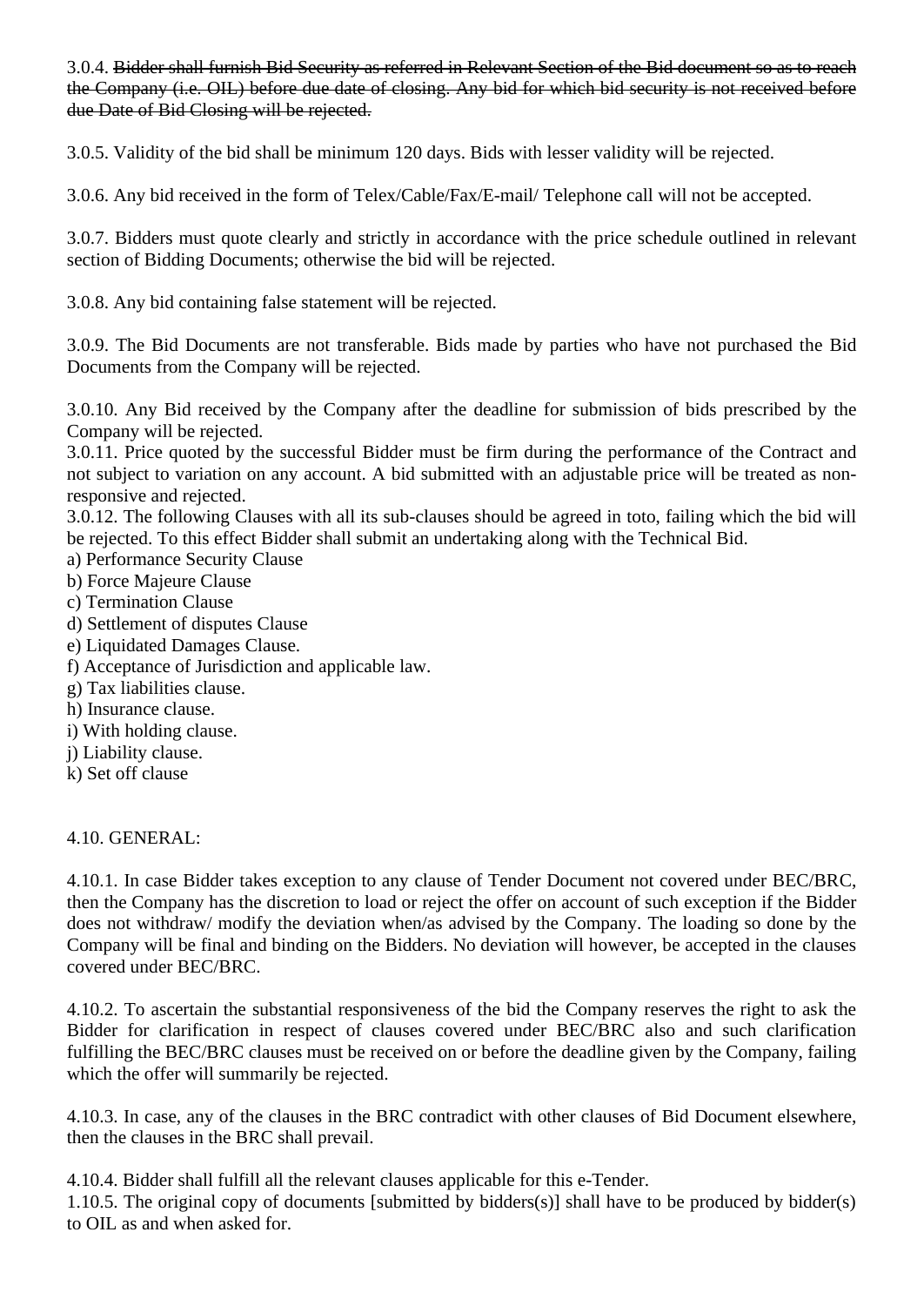3.0.4. ~~Bidder shall furnish Bid Security as referred in Relevant Section of the Bid document so as to reach the Company (i.e. OIL) before due date of closing. Any bid for which bid security is not received before due Date of Bid Closing will be rejected.~~

3.0.5. Validity of the bid shall be minimum 120 days. Bids with lesser validity will be rejected.

3.0.6. Any bid received in the form of Telex/Cable/Fax/E-mail/ Telephone call will not be accepted.

3.0.7. Bidders must quote clearly and strictly in accordance with the price schedule outlined in relevant section of Bidding Documents; otherwise the bid will be rejected.

3.0.8. Any bid containing false statement will be rejected.

3.0.9. The Bid Documents are not transferable. Bids made by parties who have not purchased the Bid Documents from the Company will be rejected.

3.0.10. Any Bid received by the Company after the deadline for submission of bids prescribed by the Company will be rejected.

3.0.11. Price quoted by the successful Bidder must be firm during the performance of the Contract and not subject to variation on any account. A bid submitted with an adjustable price will be treated as non-responsive and rejected.

3.0.12. The following Clauses with all its sub-clauses should be agreed in toto, failing which the bid will be rejected. To this effect Bidder shall submit an undertaking along with the Technical Bid.

a) Performance Security Clause
b) Force Majeure Clause
c) Termination Clause
d) Settlement of disputes Clause
e) Liquidated Damages Clause.
f) Acceptance of Jurisdiction and applicable law.
g) Tax liabilities clause.
h) Insurance clause.
i) With holding clause.
j) Liability clause.
k) Set off clause

4.10. GENERAL:

4.10.1. In case Bidder takes exception to any clause of Tender Document not covered under BEC/BRC, then the Company has the discretion to load or reject the offer on account of such exception if the Bidder does not withdraw/ modify the deviation when/as advised by the Company. The loading so done by the Company will be final and binding on the Bidders. No deviation will however, be accepted in the clauses covered under BEC/BRC.

4.10.2. To ascertain the substantial responsiveness of the bid the Company reserves the right to ask the Bidder for clarification in respect of clauses covered under BEC/BRC also and such clarification fulfilling the BEC/BRC clauses must be received on or before the deadline given by the Company, failing which the offer will summarily be rejected.

4.10.3. In case, any of the clauses in the BRC contradict with other clauses of Bid Document elsewhere, then the clauses in the BRC shall prevail.

4.10.4. Bidder shall fulfill all the relevant clauses applicable for this e-Tender.

1.10.5. The original copy of documents [submitted by bidders(s)] shall have to be produced by bidder(s) to OIL as and when asked for.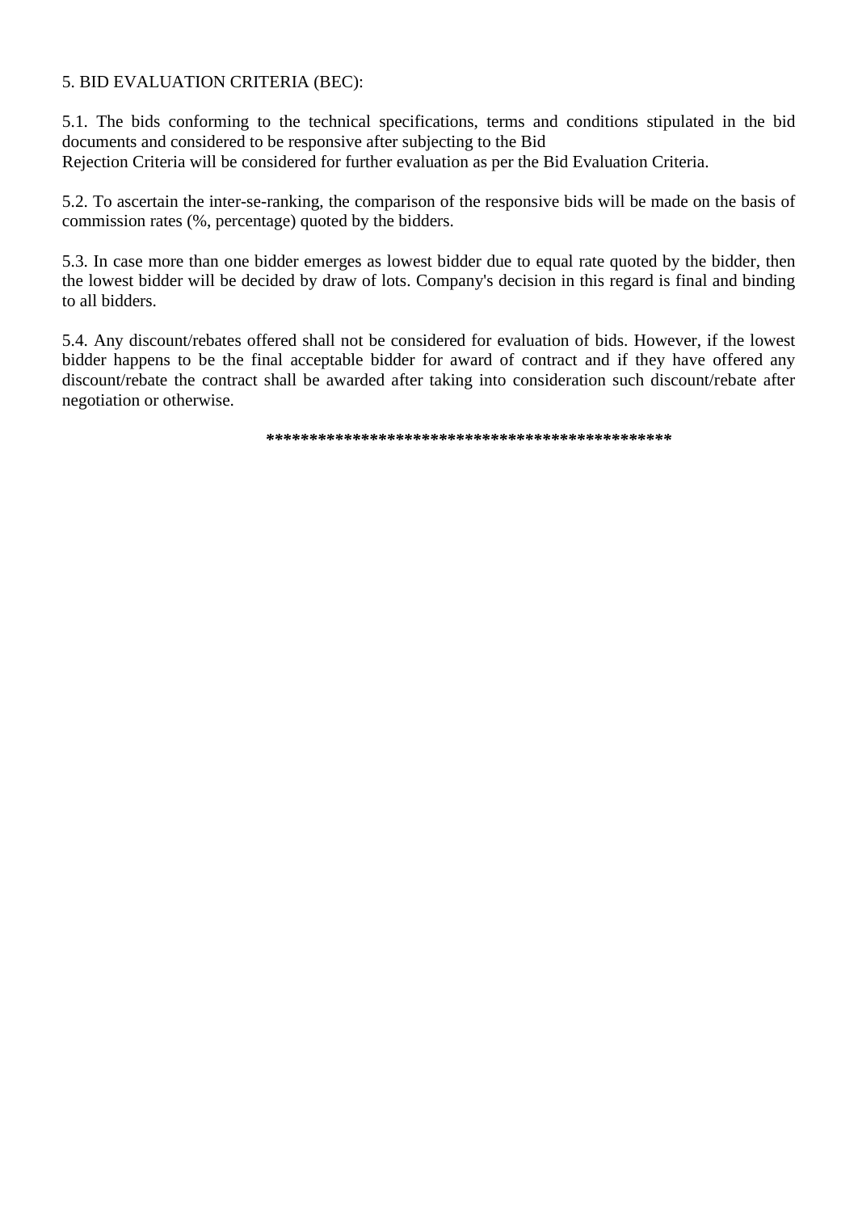5. BID EVALUATION CRITERIA (BEC):

5.1. The bids conforming to the technical specifications, terms and conditions stipulated in the bid documents and considered to be responsive after subjecting to the Bid Rejection Criteria will be considered for further evaluation as per the Bid Evaluation Criteria.

5.2. To ascertain the inter-se-ranking, the comparison of the responsive bids will be made on the basis of commission rates (%, percentage) quoted by the bidders.

5.3. In case more than one bidder emerges as lowest bidder due to equal rate quoted by the bidder, then the lowest bidder will be decided by draw of lots. Company's decision in this regard is final and binding to all bidders.

5.4. Any discount/rebates offered shall not be considered for evaluation of bids. However, if the lowest bidder happens to be the final acceptable bidder for award of contract and if they have offered any discount/rebate the contract shall be awarded after taking into consideration such discount/rebate after negotiation or otherwise.

**********************************************